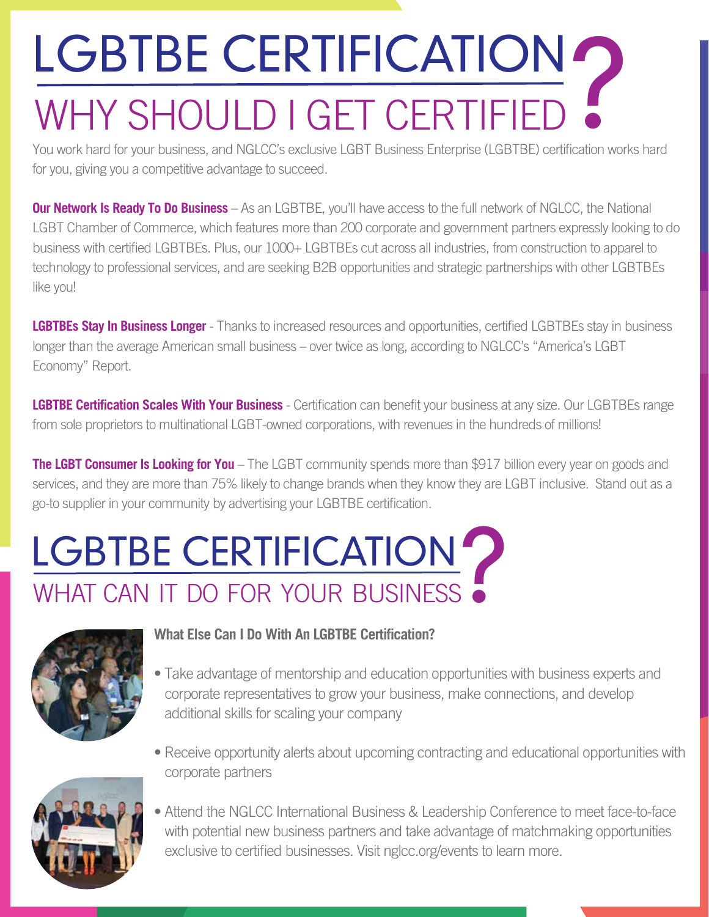# LGBTBE CERTIFICATION

## WHY SHOULD I GET CERTIFIED?

You work hard for your business, and NGLCC's exclusive LGBT Business Enterprise (LGBTBE) certification works hard for you, giving you a competitive advantage to succeed.

**Our Network Is Ready To Do Business** – As an LGBTBE, you'll have access to the full network of NGLCC, the National LGBT Chamber of Commerce, which features more than 200 corporate and government partners expressly looking to do business with certified LGBTBEs. Plus, our 1000+ LGBTBEs cut across all industries, from construction to apparel to technology to professional services, and are seeking B2B opportunities and strategic partnerships with other LGBTBEs like you!

**LGBTBEs Stay In Business Longer** - Thanks to increased resources and opportunities, certified LGBTBEs stay in business longer than the average American small business – over twice as long, according to NGLCC's "America's LGBT Economy" Report.

**LGBTBE Certification Scales With Your Business** - Certification can benefit your business at any size. Our LGBTBEs range from sole proprietors to multinational LGBT-owned corporations, with revenues in the hundreds of millions!

**The LGBT Consumer Is Looking for You** – The LGBT community spends more than $917 billion every year on goods and services, and they are more than 75% likely to change brands when they know they are LGBT inclusive. Stand out as a go-to supplier in your community by advertising your LGBTBE certification.

# LGBTBE CERTIFICATION

## WHAT CAN IT DO FOR YOUR BUSINESS?

**What Else Can I Do With An LGBTBE Certification?**

- Take advantage of mentorship and education opportunities with business experts and corporate representatives to grow your business, make connections, and develop additional skills for scaling your company
- Receive opportunity alerts about upcoming contracting and educational opportunities with corporate partners
- Attend the NGLCC International Business & Leadership Conference to meet face-to-face with potential new business partners and take advantage of matchmaking opportunities exclusive to certified businesses. Visit nglcc.org/events to learn more.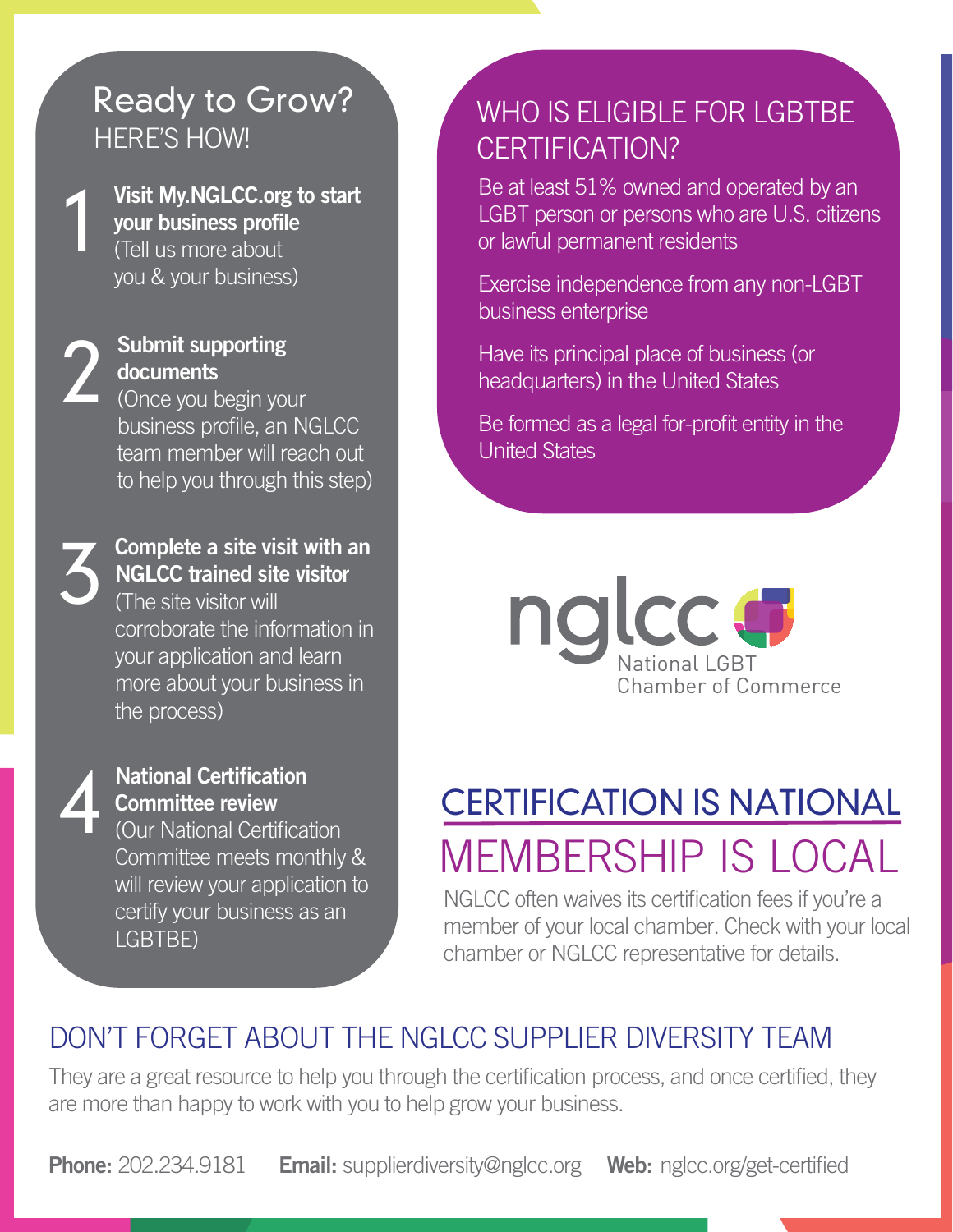## Ready to Grow?

HERE'S HOW!

1. **Visit My.NGLCC.org to start your business profile** (Tell us more about you & your business)
2. **Submit supporting documents** (Once you begin your business profile, an NGLCC team member will reach out to help you through this step)
3. **Complete a site visit with an NGLCC trained site visitor** (The site visitor will corroborate the information in your application and learn more about your business in the process)
4. **National Certification Committee review** (Our National Certification Committee meets monthly & will review your application to certify your business as an LGBTBE)

## WHO IS ELIGIBLE FOR LGBTBE CERTIFICATION?

Be at least 51% owned and operated by an LGBT person or persons who are U.S. citizens or lawful permanent residents

Exercise independence from any non-LGBT business enterprise

Have its principal place of business (or headquarters) in the United States

Be formed as a legal for-profit entity in the United States

nglcc National LGBT Chamber of Commerce

## CERTIFICATION IS NATIONAL MEMBERSHIP IS LOCAL

NGLCC often waives its certification fees if you're a member of your local chamber. Check with your local chamber or NGLCC representative for details.

## DON'T FORGET ABOUT THE NGLCC SUPPLIER DIVERSITY TEAM

They are a great resource to help you through the certification process, and once certified, they are more than happy to work with you to help grow your business.

**Phone:** 202.234.9181 **Email:** supplierdiversity@nglcc.org **Web:** nglcc.org/get-certified